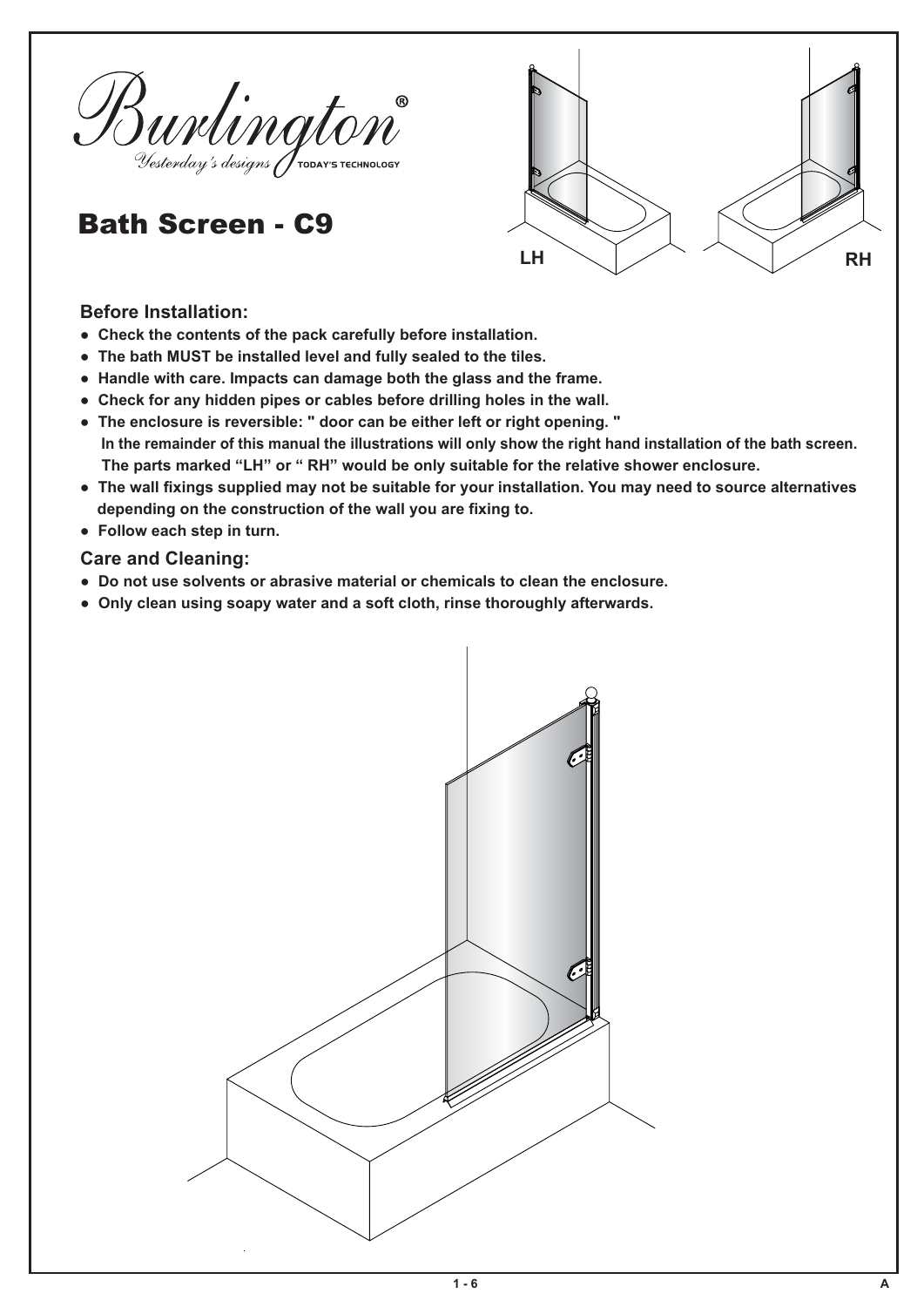Burlington®
*Yesterday's designs* TODAY'S TECHNOLOGY

# Bath Screen - C9

LH RH

## Before Installation:

- **Check the contents of the pack carefully before installation.**
- **The bath MUST be installed level and fully sealed to the tiles.**
- **Handle with care. Impacts can damage both the glass and the frame.**
- **Check for any hidden pipes or cables before drilling holes in the wall.**
- **The enclosure is reversible: " door can be either left or right opening. "**
  **In the remainder of this manual the illustrations will only show the right hand installation of the bath screen. The parts marked "LH" or " RH" would be only suitable for the relative shower enclosure.**
- **The wall fixings supplied may not be suitable for your installation. You may need to source alternatives depending on the construction of the wall you are fixing to.**
- **Follow each step in turn.**

## Care and Cleaning:

- **Do not use solvents or abrasive material or chemicals to clean the enclosure.**
- **Only clean using soapy water and a soft cloth, rinse thoroughly afterwards.**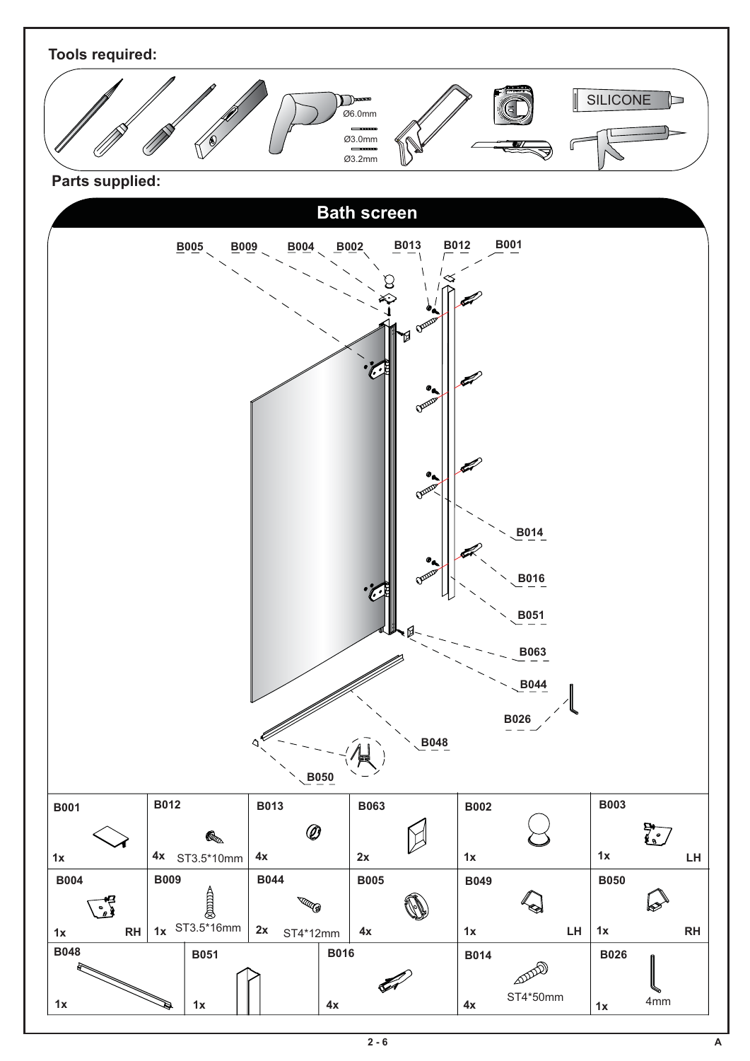## Tools required:

Ø6.0mm
Ø3.0mm
Ø3.2mm

SILICONE

## Parts supplied:

### Bath screen

B005 B009 B004 B002 B013 B012 B001

B014
B016
B051
B063
B044
B026
B048
B050

| B001 | B012 | B013 | B063 | B002 | B003 |
|---|---|---|---|---|---|
| 1x | 4x ST3.5*10mm | 4x | 2x | 1x | 1x LH |

| B004 | B009 | B044 | B005 | B049 | B050 |
|---|---|---|---|---|---|
| 1x RH | 1x ST3.5*16mm | 2x ST4*12mm | 4x | 1x LH | 1x RH |

| B048 | B051 | B016 | B014 | B026 |
|---|---|---|---|---|
| 1x | 1x | 4x | 4x ST4*50mm | 1x 4mm |

A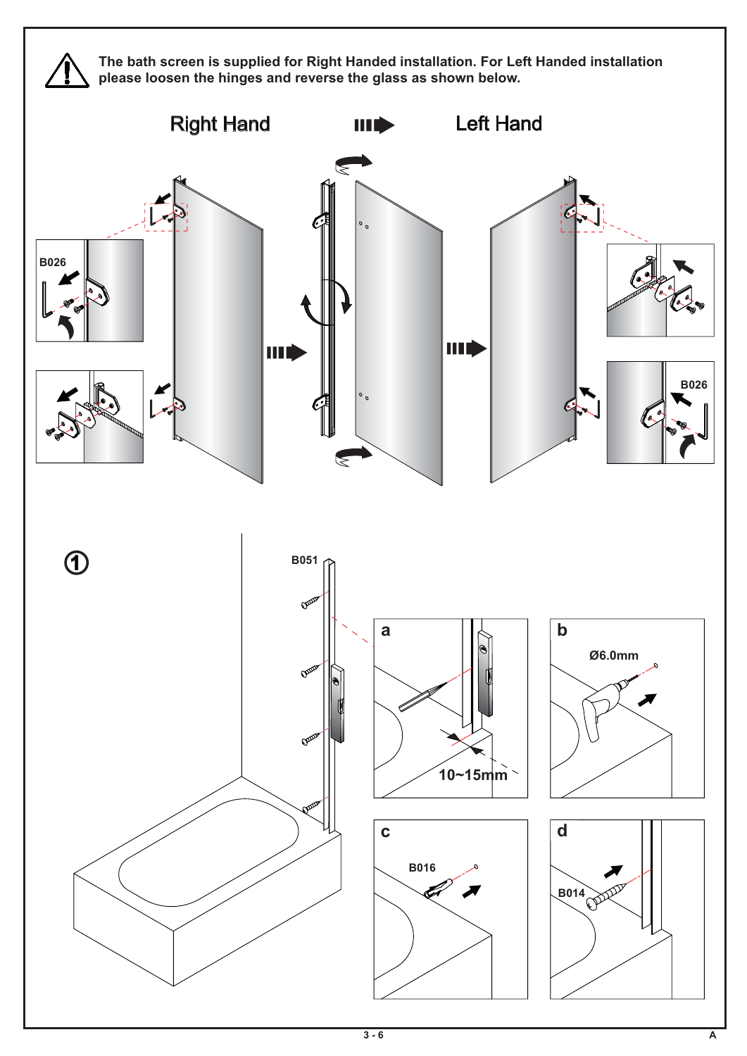The bath screen is supplied for Right Handed installation. For Left Handed installation please loosen the hinges and reverse the glass as shown below.

Right Hand

Left Hand

B026

B026

①

B051

a

10~15mm

b

Ø6.0mm

c

B016

d

B014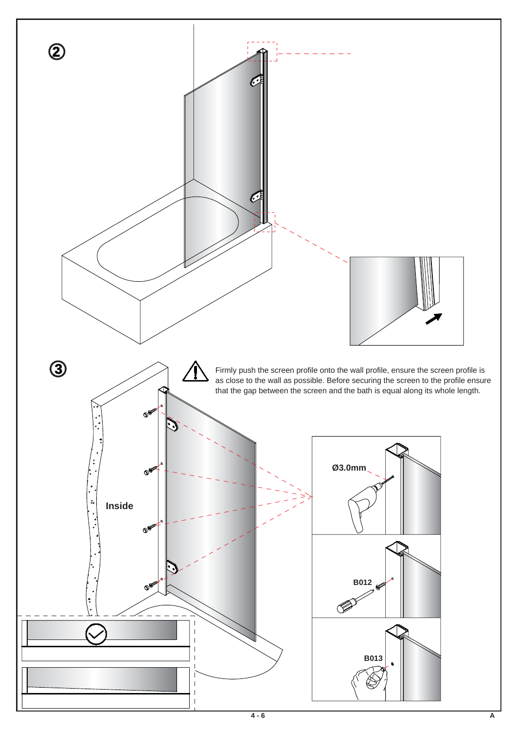②

③

Firmly push the screen profile onto the wall profile, ensure the screen profile is as close to the wall as possible. Before securing the screen to the profile ensure that the gap between the screen and the bath is equal along its whole length.

Inside

Ø3.0mm

B012

B013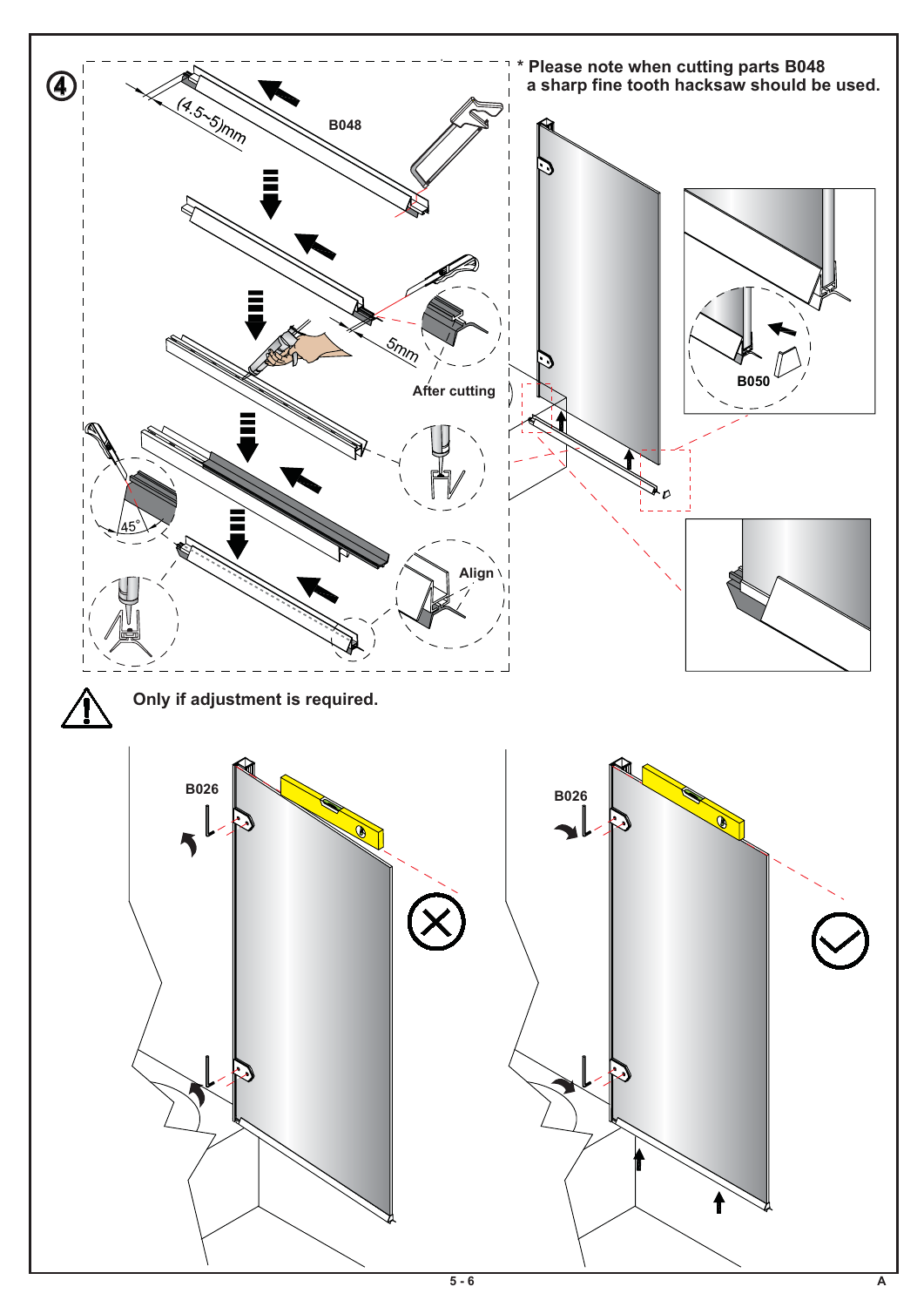④

\* Please note when cutting parts B048 a sharp fine tooth hacksaw should be used.

(4.5~5)mm

B048

5mm

After cutting

45°

Align

B050

Only if adjustment is required.

B026

B026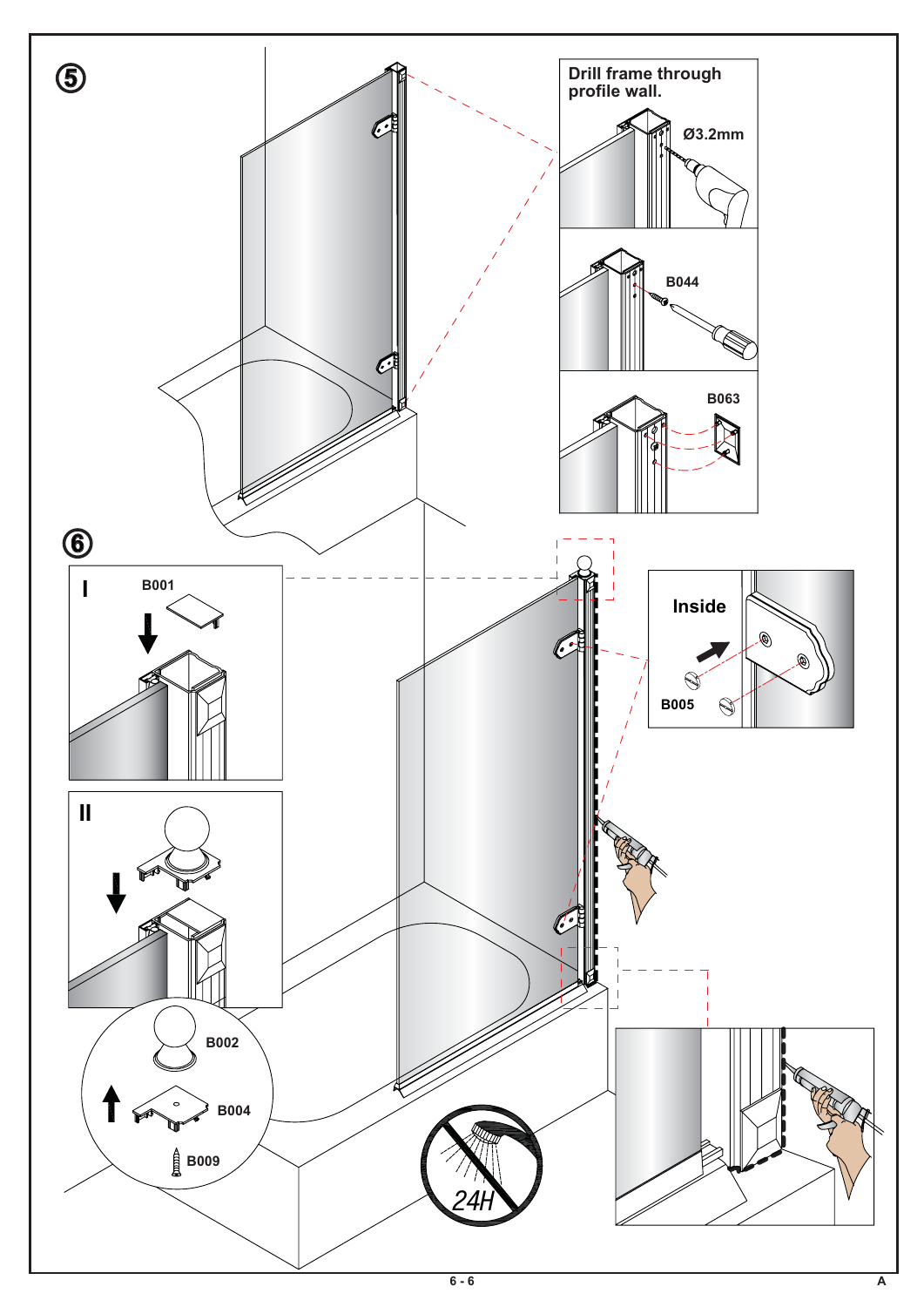⑤

Drill frame through profile wall.

Ø3.2mm

B044

B063

⑥

I

B001

II

B002

B004

B009

Inside

B005

24H